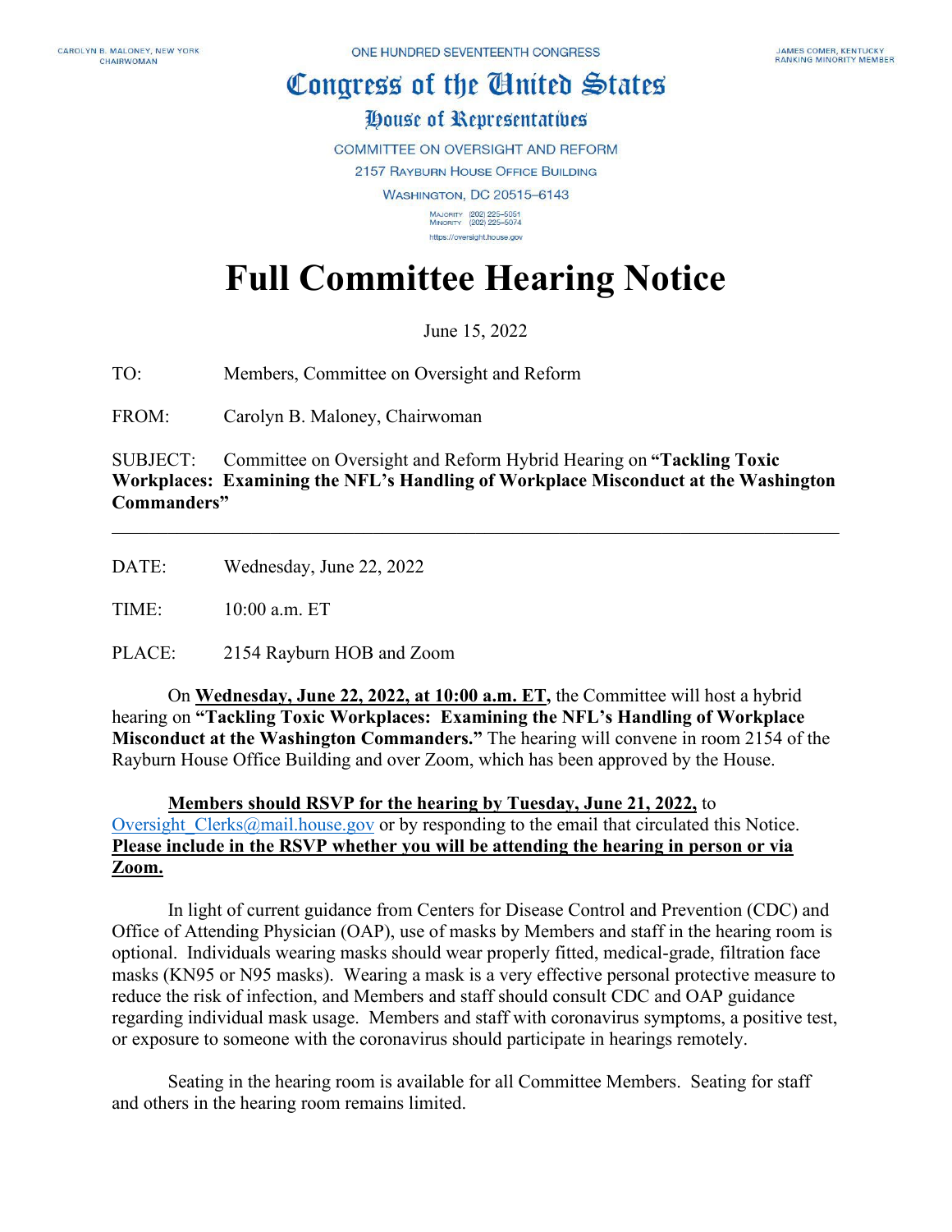CAROLYN B. MALONEY, NEW YORK
CHAIRWOMAN

ONE HUNDRED SEVENTEENTH CONGRESS

JAMES COMER, KENTUCKY
RANKING MINORITY MEMBER

# Congress of the United States

## House of Representatives

COMMITTEE ON OVERSIGHT AND REFORM
2157 RAYBURN HOUSE OFFICE BUILDING
WASHINGTON, DC 20515–6143

MAJORITY (202) 225–5051
MINORITY (202) 225–5074
https://oversight.house.gov

# Full Committee Hearing Notice

June 15, 2022

TO: Members, Committee on Oversight and Reform

FROM: Carolyn B. Maloney, Chairwoman

SUBJECT: Committee on Oversight and Reform Hybrid Hearing on **"Tackling Toxic Workplaces: Examining the NFL's Handling of Workplace Misconduct at the Washington Commanders"**

---

DATE: Wednesday, June 22, 2022

TIME: 10:00 a.m. ET

PLACE: 2154 Rayburn HOB and Zoom

On **Wednesday, June 22, 2022, at 10:00 a.m. ET,** the Committee will host a hybrid hearing on **"Tackling Toxic Workplaces: Examining the NFL's Handling of Workplace Misconduct at the Washington Commanders."** The hearing will convene in room 2154 of the Rayburn House Office Building and over Zoom, which has been approved by the House.

**Members should RSVP for the hearing by Tuesday, June 21, 2022,** to Oversight_Clerks@mail.house.gov or by responding to the email that circulated this Notice. **Please include in the RSVP whether you will be attending the hearing in person or via Zoom.**

In light of current guidance from Centers for Disease Control and Prevention (CDC) and Office of Attending Physician (OAP), use of masks by Members and staff in the hearing room is optional. Individuals wearing masks should wear properly fitted, medical-grade, filtration face masks (KN95 or N95 masks). Wearing a mask is a very effective personal protective measure to reduce the risk of infection, and Members and staff should consult CDC and OAP guidance regarding individual mask usage. Members and staff with coronavirus symptoms, a positive test, or exposure to someone with the coronavirus should participate in hearings remotely.

Seating in the hearing room is available for all Committee Members. Seating for staff and others in the hearing room remains limited.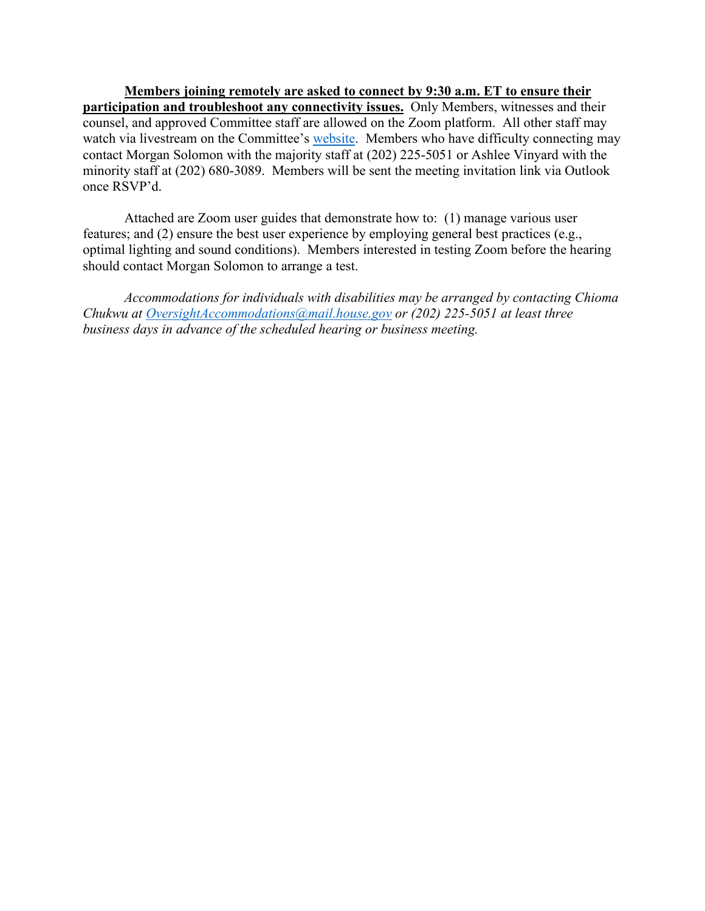**Members joining remotely are asked to connect by 9:30 a.m. ET to ensure their participation and troubleshoot any connectivity issues.** Only Members, witnesses and their counsel, and approved Committee staff are allowed on the Zoom platform. All other staff may watch via livestream on the Committee's website. Members who have difficulty connecting may contact Morgan Solomon with the majority staff at (202) 225-5051 or Ashlee Vinyard with the minority staff at (202) 680-3089. Members will be sent the meeting invitation link via Outlook once RSVP'd.

Attached are Zoom user guides that demonstrate how to: (1) manage various user features; and (2) ensure the best user experience by employing general best practices (e.g., optimal lighting and sound conditions). Members interested in testing Zoom before the hearing should contact Morgan Solomon to arrange a test.

*Accommodations for individuals with disabilities may be arranged by contacting Chioma Chukwu at OversightAccommodations@mail.house.gov or (202) 225-5051 at least three business days in advance of the scheduled hearing or business meeting.*